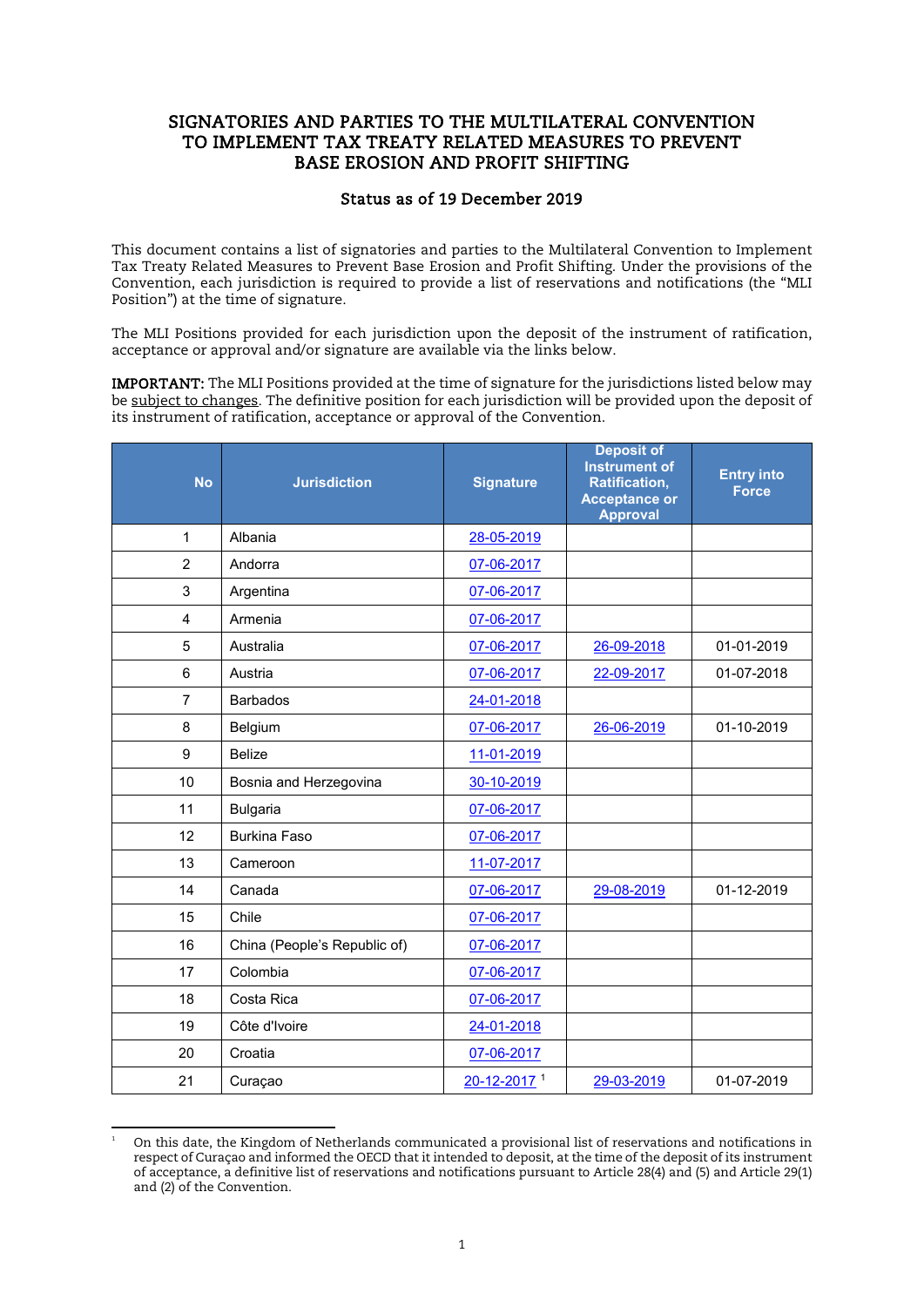# SIGNATORIES AND PARTIES TO THE MULTILATERAL CONVENTION TO IMPLEMENT TAX TREATY RELATED MEASURES TO PREVENT BASE EROSION AND PROFIT SHIFTING

## Status as of 19 December 2019

This document contains a list of signatories and parties to the Multilateral Convention to Implement Tax Treaty Related Measures to Prevent Base Erosion and Profit Shifting. Under the provisions of the Convention, each jurisdiction is required to provide a list of reservations and notifications (the "MLI Position") at the time of signature.

The MLI Positions provided for each jurisdiction upon the deposit of the instrument of ratification, acceptance or approval and/or signature are available via the links below.

**IMPORTANT:** The MLI Positions provided at the time of signature for the jurisdictions listed below may be subject to changes. The definitive position for each jurisdiction will be provided upon the deposit of its instrument of ratification, acceptance or approval of the Convention.

| No | Jurisdiction | Signature | Deposit of Instrument of Ratification, Acceptance or Approval | Entry into Force |
|---|---|---|---|---|
| 1 | Albania | 28-05-2019 | | |
| 2 | Andorra | 07-06-2017 | | |
| 3 | Argentina | 07-06-2017 | | |
| 4 | Armenia | 07-06-2017 | | |
| 5 | Australia | 07-06-2017 | 26-09-2018 | 01-01-2019 |
| 6 | Austria | 07-06-2017 | 22-09-2017 | 01-07-2018 |
| 7 | Barbados | 24-01-2018 | | |
| 8 | Belgium | 07-06-2017 | 26-06-2019 | 01-10-2019 |
| 9 | Belize | 11-01-2019 | | |
| 10 | Bosnia and Herzegovina | 30-10-2019 | | |
| 11 | Bulgaria | 07-06-2017 | | |
| 12 | Burkina Faso | 07-06-2017 | | |
| 13 | Cameroon | 11-07-2017 | | |
| 14 | Canada | 07-06-2017 | 29-08-2019 | 01-12-2019 |
| 15 | Chile | 07-06-2017 | | |
| 16 | China (People's Republic of) | 07-06-2017 | | |
| 17 | Colombia | 07-06-2017 | | |
| 18 | Costa Rica | 07-06-2017 | | |
| 19 | Côte d'Ivoire | 24-01-2018 | | |
| 20 | Croatia | 07-06-2017 | | |
| 21 | Curaçao | 20-12-2017 [1] | 29-03-2019 | 01-07-2019 |

[1] On this date, the Kingdom of Netherlands communicated a provisional list of reservations and notifications in respect of Curaçao and informed the OECD that it intended to deposit, at the time of the deposit of its instrument of acceptance, a definitive list of reservations and notifications pursuant to Article 28(4) and (5) and Article 29(1) and (2) of the Convention.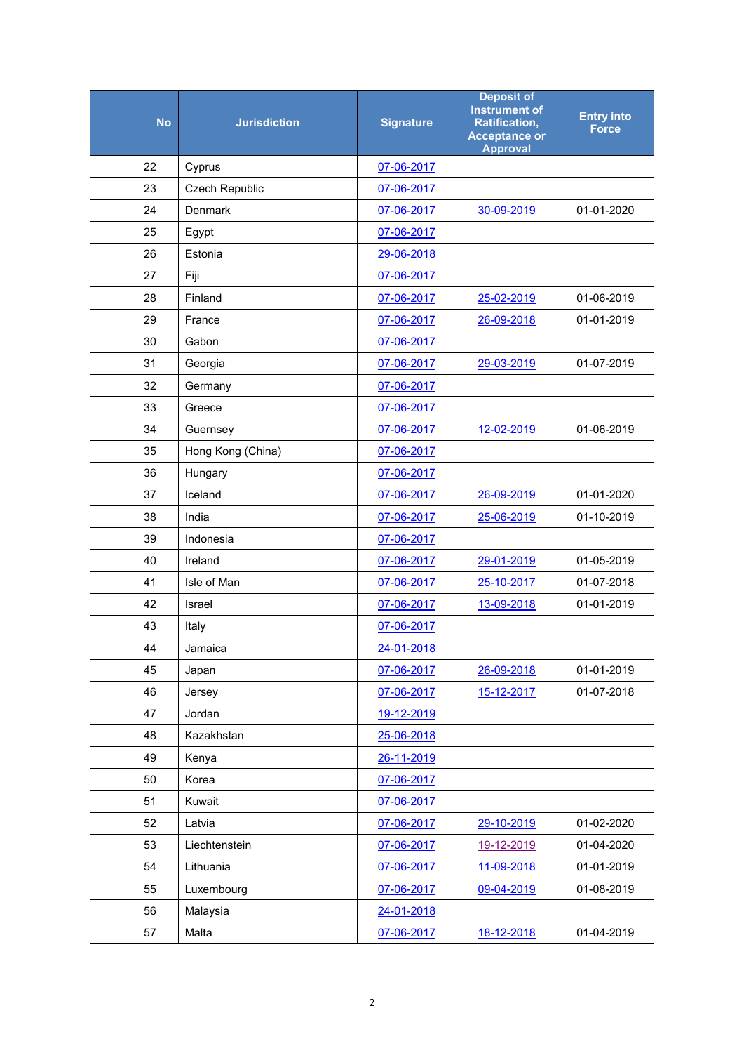| No | Jurisdiction | Signature | Deposit of Instrument of Ratification, Acceptance or Approval | Entry into Force |
|---|---|---|---|---|
| 22 | Cyprus | 07-06-2017 | | |
| 23 | Czech Republic | 07-06-2017 | | |
| 24 | Denmark | 07-06-2017 | 30-09-2019 | 01-01-2020 |
| 25 | Egypt | 07-06-2017 | | |
| 26 | Estonia | 29-06-2018 | | |
| 27 | Fiji | 07-06-2017 | | |
| 28 | Finland | 07-06-2017 | 25-02-2019 | 01-06-2019 |
| 29 | France | 07-06-2017 | 26-09-2018 | 01-01-2019 |
| 30 | Gabon | 07-06-2017 | | |
| 31 | Georgia | 07-06-2017 | 29-03-2019 | 01-07-2019 |
| 32 | Germany | 07-06-2017 | | |
| 33 | Greece | 07-06-2017 | | |
| 34 | Guernsey | 07-06-2017 | 12-02-2019 | 01-06-2019 |
| 35 | Hong Kong (China) | 07-06-2017 | | |
| 36 | Hungary | 07-06-2017 | | |
| 37 | Iceland | 07-06-2017 | 26-09-2019 | 01-01-2020 |
| 38 | India | 07-06-2017 | 25-06-2019 | 01-10-2019 |
| 39 | Indonesia | 07-06-2017 | | |
| 40 | Ireland | 07-06-2017 | 29-01-2019 | 01-05-2019 |
| 41 | Isle of Man | 07-06-2017 | 25-10-2017 | 01-07-2018 |
| 42 | Israel | 07-06-2017 | 13-09-2018 | 01-01-2019 |
| 43 | Italy | 07-06-2017 | | |
| 44 | Jamaica | 24-01-2018 | | |
| 45 | Japan | 07-06-2017 | 26-09-2018 | 01-01-2019 |
| 46 | Jersey | 07-06-2017 | 15-12-2017 | 01-07-2018 |
| 47 | Jordan | 19-12-2019 | | |
| 48 | Kazakhstan | 25-06-2018 | | |
| 49 | Kenya | 26-11-2019 | | |
| 50 | Korea | 07-06-2017 | | |
| 51 | Kuwait | 07-06-2017 | | |
| 52 | Latvia | 07-06-2017 | 29-10-2019 | 01-02-2020 |
| 53 | Liechtenstein | 07-06-2017 | 19-12-2019 | 01-04-2020 |
| 54 | Lithuania | 07-06-2017 | 11-09-2018 | 01-01-2019 |
| 55 | Luxembourg | 07-06-2017 | 09-04-2019 | 01-08-2019 |
| 56 | Malaysia | 24-01-2018 | | |
| 57 | Malta | 07-06-2017 | 18-12-2018 | 01-04-2019 |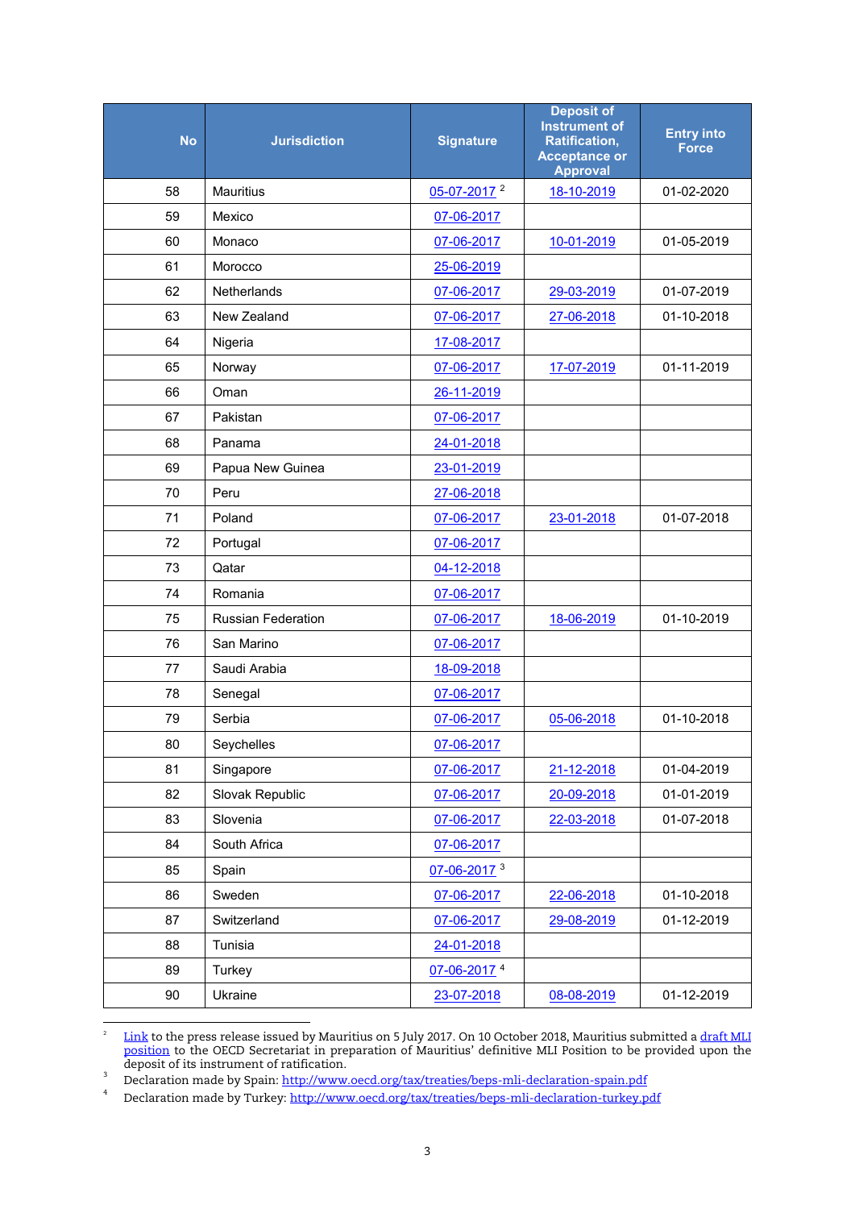| No | Jurisdiction | Signature | Deposit of Instrument of Ratification, Acceptance or Approval | Entry into Force |
|---|---|---|---|---|
| 58 | Mauritius | 05-07-2017 [2] | 18-10-2019 | 01-02-2020 |
| 59 | Mexico | 07-06-2017 | | |
| 60 | Monaco | 07-06-2017 | 10-01-2019 | 01-05-2019 |
| 61 | Morocco | 25-06-2019 | | |
| 62 | Netherlands | 07-06-2017 | 29-03-2019 | 01-07-2019 |
| 63 | New Zealand | 07-06-2017 | 27-06-2018 | 01-10-2018 |
| 64 | Nigeria | 17-08-2017 | | |
| 65 | Norway | 07-06-2017 | 17-07-2019 | 01-11-2019 |
| 66 | Oman | 26-11-2019 | | |
| 67 | Pakistan | 07-06-2017 | | |
| 68 | Panama | 24-01-2018 | | |
| 69 | Papua New Guinea | 23-01-2019 | | |
| 70 | Peru | 27-06-2018 | | |
| 71 | Poland | 07-06-2017 | 23-01-2018 | 01-07-2018 |
| 72 | Portugal | 07-06-2017 | | |
| 73 | Qatar | 04-12-2018 | | |
| 74 | Romania | 07-06-2017 | | |
| 75 | Russian Federation | 07-06-2017 | 18-06-2019 | 01-10-2019 |
| 76 | San Marino | 07-06-2017 | | |
| 77 | Saudi Arabia | 18-09-2018 | | |
| 78 | Senegal | 07-06-2017 | | |
| 79 | Serbia | 07-06-2017 | 05-06-2018 | 01-10-2018 |
| 80 | Seychelles | 07-06-2017 | | |
| 81 | Singapore | 07-06-2017 | 21-12-2018 | 01-04-2019 |
| 82 | Slovak Republic | 07-06-2017 | 20-09-2018 | 01-01-2019 |
| 83 | Slovenia | 07-06-2017 | 22-03-2018 | 01-07-2018 |
| 84 | South Africa | 07-06-2017 | | |
| 85 | Spain | 07-06-2017 [3] | | |
| 86 | Sweden | 07-06-2017 | 22-06-2018 | 01-10-2018 |
| 87 | Switzerland | 07-06-2017 | 29-08-2019 | 01-12-2019 |
| 88 | Tunisia | 24-01-2018 | | |
| 89 | Turkey | 07-06-2017 [4] | | |
| 90 | Ukraine | 23-07-2018 | 08-08-2019 | 01-12-2019 |

[2] Link to the press release issued by Mauritius on 5 July 2017. On 10 October 2018, Mauritius submitted a draft MLI position to the OECD Secretariat in preparation of Mauritius' definitive MLI Position to be provided upon the deposit of its instrument of ratification.

[3] Declaration made by Spain: http://www.oecd.org/tax/treaties/beps-mli-declaration-spain.pdf

[4] Declaration made by Turkey: http://www.oecd.org/tax/treaties/beps-mli-declaration-turkey.pdf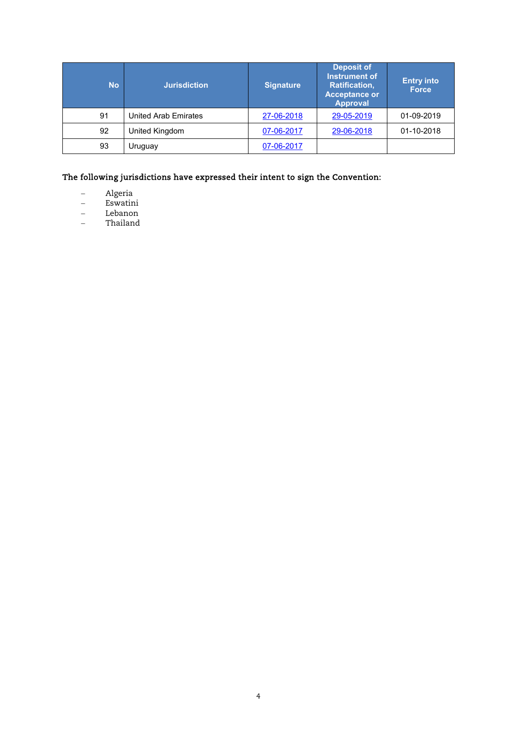| No | Jurisdiction | Signature | Deposit of Instrument of Ratification, Acceptance or Approval | Entry into Force |
| --- | --- | --- | --- | --- |
| 91 | United Arab Emirates | 27-06-2018 | 29-05-2019 | 01-09-2019 |
| 92 | United Kingdom | 07-06-2017 | 29-06-2018 | 01-10-2018 |
| 93 | Uruguay | 07-06-2017 | | |

**The following jurisdictions have expressed their intent to sign the Convention:**

- Algeria
- Eswatini
- Lebanon
- Thailand